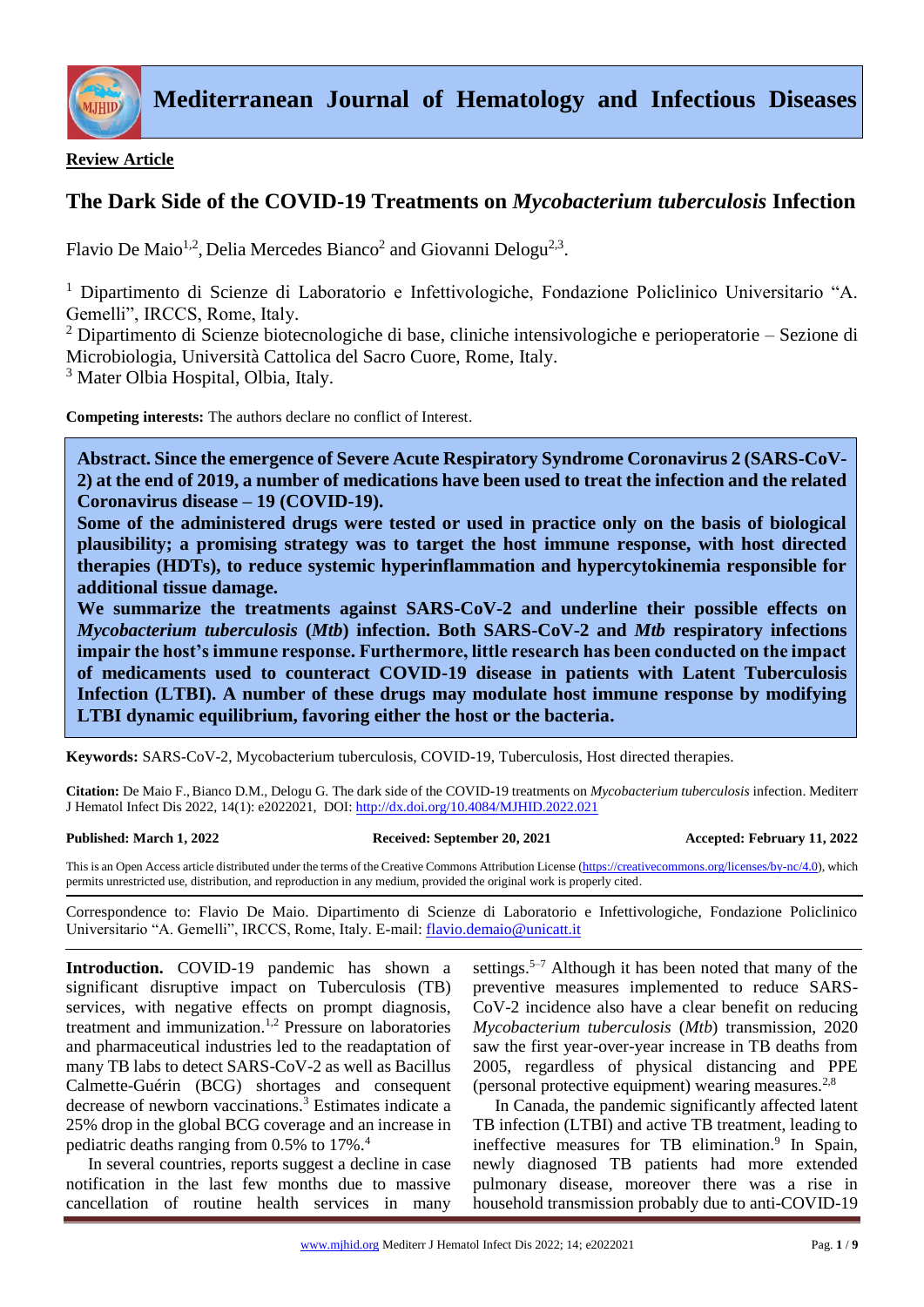**Review Article**

# The Dark Side of the COVID-19 Treatments on *Mycobacterium tuberculosis* Infection

Flavio De Maio[1,2], Delia Mercedes Bianco[2] and Giovanni Delogu[2,3].

[1] Dipartimento di Scienze di Laboratorio e Infettivologiche, Fondazione Policlinico Universitario "A. Gemelli", IRCCS, Rome, Italy.
[2] Dipartimento di Scienze biotecnologiche di base, cliniche intensivologiche e perioperatorie – Sezione di Microbiologia, Università Cattolica del Sacro Cuore, Rome, Italy.
[3] Mater Olbia Hospital, Olbia, Italy.

**Competing interests:** The authors declare no conflict of Interest.

**Abstract. Since the emergence of Severe Acute Respiratory Syndrome Coronavirus 2 (SARS-CoV-2) at the end of 2019, a number of medications have been used to treat the infection and the related Coronavirus disease – 19 (COVID-19).**
**Some of the administered drugs were tested or used in practice only on the basis of biological plausibility; a promising strategy was to target the host immune response, with host directed therapies (HDTs), to reduce systemic hyperinflammation and hypercytokinemia responsible for additional tissue damage.**
**We summarize the treatments against SARS-CoV-2 and underline their possible effects on *Mycobacterium tuberculosis* (*Mtb*) infection. Both SARS-CoV-2 and *Mtb* respiratory infections impair the host's immune response. Furthermore, little research has been conducted on the impact of medicaments used to counteract COVID-19 disease in patients with Latent Tuberculosis Infection (LTBI). A number of these drugs may modulate host immune response by modifying LTBI dynamic equilibrium, favoring either the host or the bacteria.**

**Keywords:** SARS-CoV-2, Mycobacterium tuberculosis, COVID-19, Tuberculosis, Host directed therapies.

**Citation:** De Maio F., Bianco D.M., Delogu G. The dark side of the COVID-19 treatments on *Mycobacterium tuberculosis* infection. Mediterr J Hematol Infect Dis 2022, 14(1): e2022021, DOI: http://dx.doi.org/10.4084/MJHID.2022.021

**Published: March 1, 2022** **Received: September 20, 2021** **Accepted: February 11, 2022**

This is an Open Access article distributed under the terms of the Creative Commons Attribution License (https://creativecommons.org/licenses/by-nc/4.0), which permits unrestricted use, distribution, and reproduction in any medium, provided the original work is properly cited.

Correspondence to: Flavio De Maio. Dipartimento di Scienze di Laboratorio e Infettivologiche, Fondazione Policlinico Universitario "A. Gemelli", IRCCS, Rome, Italy. E-mail: flavio.demaio@unicatt.it

**Introduction.** COVID-19 pandemic has shown a significant disruptive impact on Tuberculosis (TB) services, with negative effects on prompt diagnosis, treatment and immunization.[1,2] Pressure on laboratories and pharmaceutical industries led to the readaptation of many TB labs to detect SARS-CoV-2 as well as Bacillus Calmette-Guérin (BCG) shortages and consequent decrease of newborn vaccinations.[3] Estimates indicate a 25% drop in the global BCG coverage and an increase in pediatric deaths ranging from 0.5% to 17%.[4]

In several countries, reports suggest a decline in case notification in the last few months due to massive cancellation of routine health services in many settings.[5–7] Although it has been noted that many of the preventive measures implemented to reduce SARS-CoV-2 incidence also have a clear benefit on reducing *Mycobacterium tuberculosis* (*Mtb*) transmission, 2020 saw the first year-over-year increase in TB deaths from 2005, regardless of physical distancing and PPE (personal protective equipment) wearing measures.[2,8]

In Canada, the pandemic significantly affected latent TB infection (LTBI) and active TB treatment, leading to ineffective measures for TB elimination.[9] In Spain, newly diagnosed TB patients had more extended pulmonary disease, moreover there was a rise in household transmission probably due to anti-COVID-19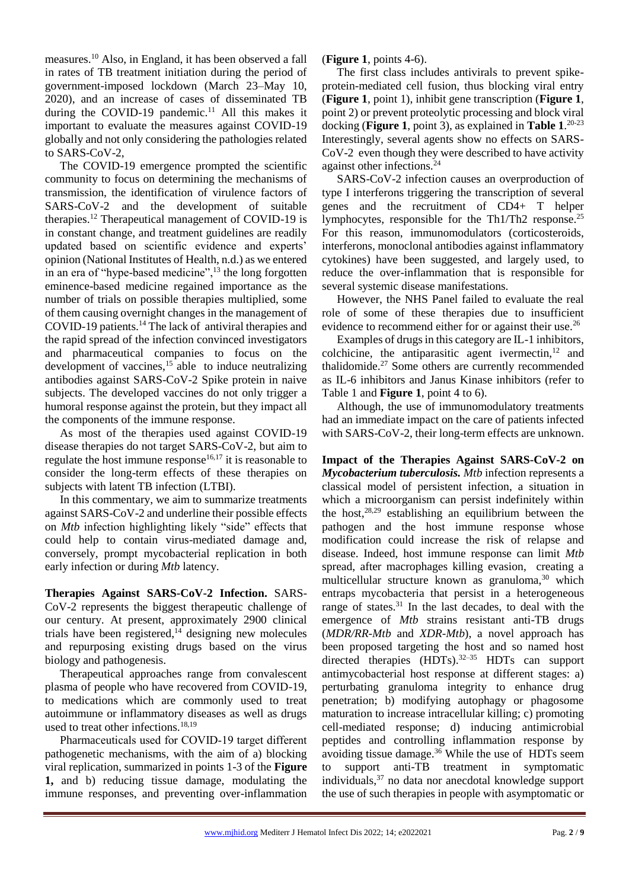measures.[10] Also, in England, it has been observed a fall in rates of TB treatment initiation during the period of government-imposed lockdown (March 23–May 10, 2020), and an increase of cases of disseminated TB during the COVID-19 pandemic.[11] All this makes it important to evaluate the measures against COVID-19 globally and not only considering the pathologies related to SARS-CoV-2,

The COVID-19 emergence prompted the scientific community to focus on determining the mechanisms of transmission, the identification of virulence factors of SARS-CoV-2 and the development of suitable therapies.[12] Therapeutical management of COVID-19 is in constant change, and treatment guidelines are readily updated based on scientific evidence and experts' opinion (National Institutes of Health, n.d.) as we entered in an era of "hype-based medicine",[13] the long forgotten eminence-based medicine regained importance as the number of trials on possible therapies multiplied, some of them causing overnight changes in the management of COVID-19 patients.[14] The lack of antiviral therapies and the rapid spread of the infection convinced investigators and pharmaceutical companies to focus on the development of vaccines,[15] able to induce neutralizing antibodies against SARS-CoV-2 Spike protein in naive subjects. The developed vaccines do not only trigger a humoral response against the protein, but they impact all the components of the immune response.

As most of the therapies used against COVID-19 disease therapies do not target SARS-CoV-2, but aim to regulate the host immune response[16,17] it is reasonable to consider the long-term effects of these therapies on subjects with latent TB infection (LTBI).

In this commentary, we aim to summarize treatments against SARS-CoV-2 and underline their possible effects on *Mtb* infection highlighting likely "side" effects that could help to contain virus-mediated damage and, conversely, prompt mycobacterial replication in both early infection or during *Mtb* latency.

**Therapies Against SARS-CoV-2 Infection.** SARS-CoV-2 represents the biggest therapeutic challenge of our century. At present, approximately 2900 clinical trials have been registered,[14] designing new molecules and repurposing existing drugs based on the virus biology and pathogenesis.

Therapeutical approaches range from convalescent plasma of people who have recovered from COVID-19, to medications which are commonly used to treat autoimmune or inflammatory diseases as well as drugs used to treat other infections.[18,19]

Pharmaceuticals used for COVID-19 target different pathogenetic mechanisms, with the aim of a) blocking viral replication, summarized in points 1-3 of the **Figure 1,** and b) reducing tissue damage, modulating the immune responses, and preventing over-inflammation (**Figure 1**, points 4-6).

The first class includes antivirals to prevent spike-protein-mediated cell fusion, thus blocking viral entry (**Figure 1**, point 1), inhibit gene transcription (**Figure 1**, point 2) or prevent proteolytic processing and block viral docking (**Figure 1**, point 3), as explained in **Table 1**.[20-23] Interestingly, several agents show no effects on SARS-CoV-2 even though they were described to have activity against other infections.[24]

SARS-CoV-2 infection causes an overproduction of type I interferons triggering the transcription of several genes and the recruitment of CD4+ T helper lymphocytes, responsible for the Th1/Th2 response.[25] For this reason, immunomodulators (corticosteroids, interferons, monoclonal antibodies against inflammatory cytokines) have been suggested, and largely used, to reduce the over-inflammation that is responsible for several systemic disease manifestations.

However, the NHS Panel failed to evaluate the real role of some of these therapies due to insufficient evidence to recommend either for or against their use.[26]

Examples of drugs in this category are IL-1 inhibitors, colchicine, the antiparasitic agent ivermectin,[12] and thalidomide.[27] Some others are currently recommended as IL-6 inhibitors and Janus Kinase inhibitors (refer to Table 1 and **Figure 1**, point 4 to 6).

Although, the use of immunomodulatory treatments had an immediate impact on the care of patients infected with SARS-CoV-2, their long-term effects are unknown.

**Impact of the Therapies Against SARS-CoV-2 on *Mycobacterium tuberculosis.*** *Mtb* infection represents a classical model of persistent infection, a situation in which a microorganism can persist indefinitely within the host,[28,29] establishing an equilibrium between the pathogen and the host immune response whose modification could increase the risk of relapse and disease. Indeed, host immune response can limit *Mtb* spread, after macrophages killing evasion, creating a multicellular structure known as granuloma,[30] which entraps mycobacteria that persist in a heterogeneous range of states.[31] In the last decades, to deal with the emergence of *Mtb* strains resistant anti-TB drugs (*MDR/RR-Mtb* and *XDR-Mtb*), a novel approach has been proposed targeting the host and so named host directed therapies (HDTs).[32–35] HDTs can support antimycobacterial host response at different stages: a) perturbating granuloma integrity to enhance drug penetration; b) modifying autophagy or phagosome maturation to increase intracellular killing; c) promoting cell-mediated response; d) inducing antimicrobial peptides and controlling inflammation response by avoiding tissue damage.[36] While the use of HDTs seem to support anti-TB treatment in symptomatic individuals,[37] no data nor anecdotal knowledge support the use of such therapies in people with asymptomatic or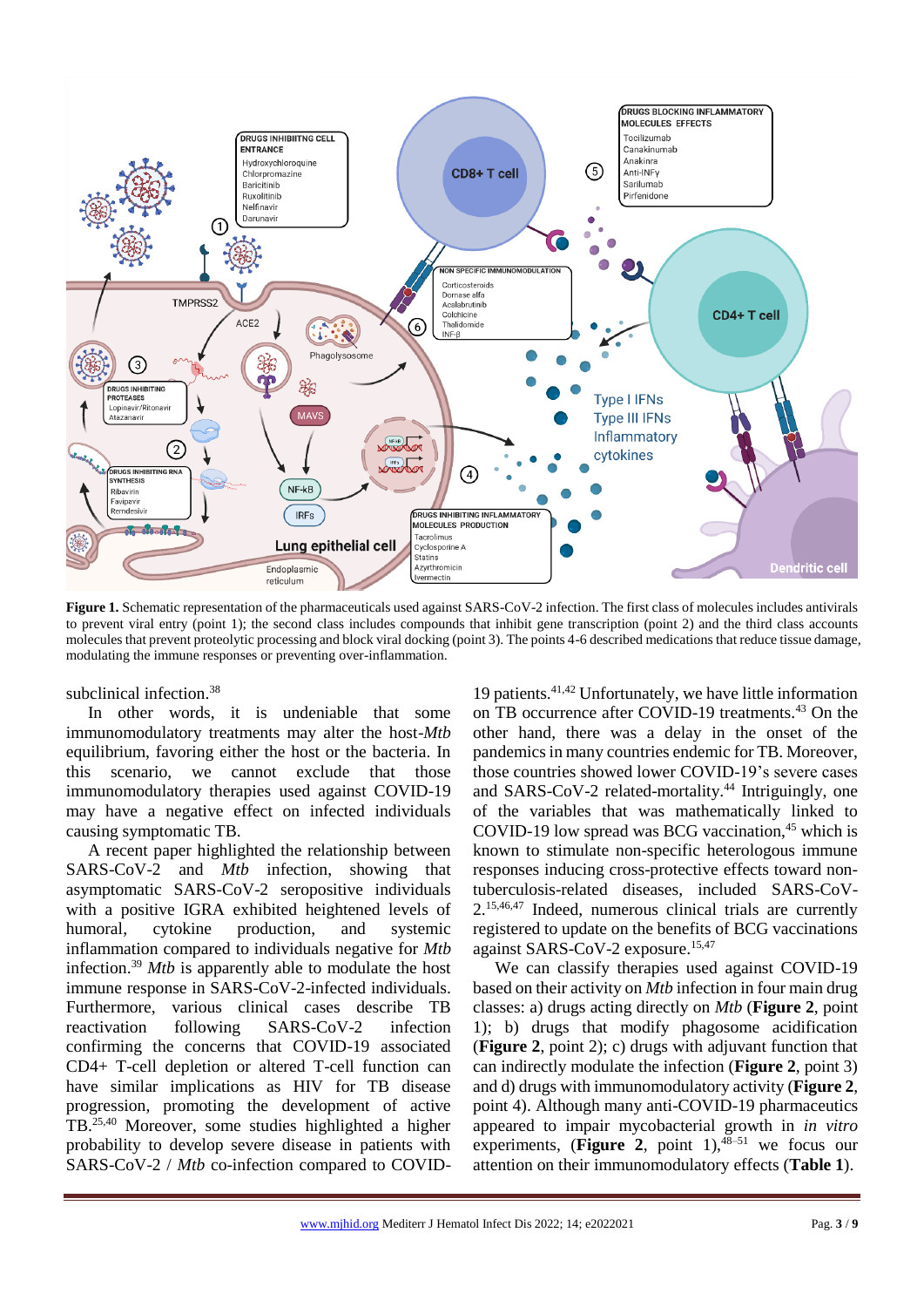**Figure 1.** Schematic representation of the pharmaceuticals used against SARS-CoV-2 infection. The first class of molecules includes antivirals to prevent viral entry (point 1); the second class includes compounds that inhibit gene transcription (point 2) and the third class accounts molecules that prevent proteolytic processing and block viral docking (point 3). The points 4-6 described medications that reduce tissue damage, modulating the immune responses or preventing over-inflammation.

subclinical infection.[38]

In other words, it is undeniable that some immunomodulatory treatments may alter the host-*Mtb* equilibrium, favoring either the host or the bacteria. In this scenario, we cannot exclude that those immunomodulatory therapies used against COVID-19 may have a negative effect on infected individuals causing symptomatic TB.

A recent paper highlighted the relationship between SARS-CoV-2 and *Mtb* infection, showing that asymptomatic SARS-CoV-2 seropositive individuals with a positive IGRA exhibited heightened levels of humoral, cytokine production, and systemic inflammation compared to individuals negative for *Mtb* infection.[39] *Mtb* is apparently able to modulate the host immune response in SARS-CoV-2-infected individuals. Furthermore, various clinical cases describe TB reactivation following SARS-CoV-2 infection confirming the concerns that COVID-19 associated CD4+ T-cell depletion or altered T-cell function can have similar implications as HIV for TB disease progression, promoting the development of active TB.[25,40] Moreover, some studies highlighted a higher probability to develop severe disease in patients with SARS-CoV-2 / *Mtb* co-infection compared to COVID-19 patients.[41,42] Unfortunately, we have little information on TB occurrence after COVID-19 treatments.[43] On the other hand, there was a delay in the onset of the pandemics in many countries endemic for TB. Moreover, those countries showed lower COVID-19's severe cases and SARS-CoV-2 related-mortality.[44] Intriguingly, one of the variables that was mathematically linked to COVID-19 low spread was BCG vaccination,[45] which is known to stimulate non-specific heterologous immune responses inducing cross-protective effects toward non-tuberculosis-related diseases, included SARS-CoV-2.[15,46,47] Indeed, numerous clinical trials are currently registered to update on the benefits of BCG vaccinations against SARS-CoV-2 exposure.[15,47]

We can classify therapies used against COVID-19 based on their activity on *Mtb* infection in four main drug classes: a) drugs acting directly on *Mtb* (**Figure 2**, point 1); b) drugs that modify phagosome acidification (**Figure 2**, point 2); c) drugs with adjuvant function that can indirectly modulate the infection (**Figure 2**, point 3) and d) drugs with immunomodulatory activity (**Figure 2**, point 4). Although many anti-COVID-19 pharmaceutics appeared to impair mycobacterial growth in *in vitro* experiments, (**Figure 2**, point 1),[48–51] we focus our attention on their immunomodulatory effects (**Table 1**).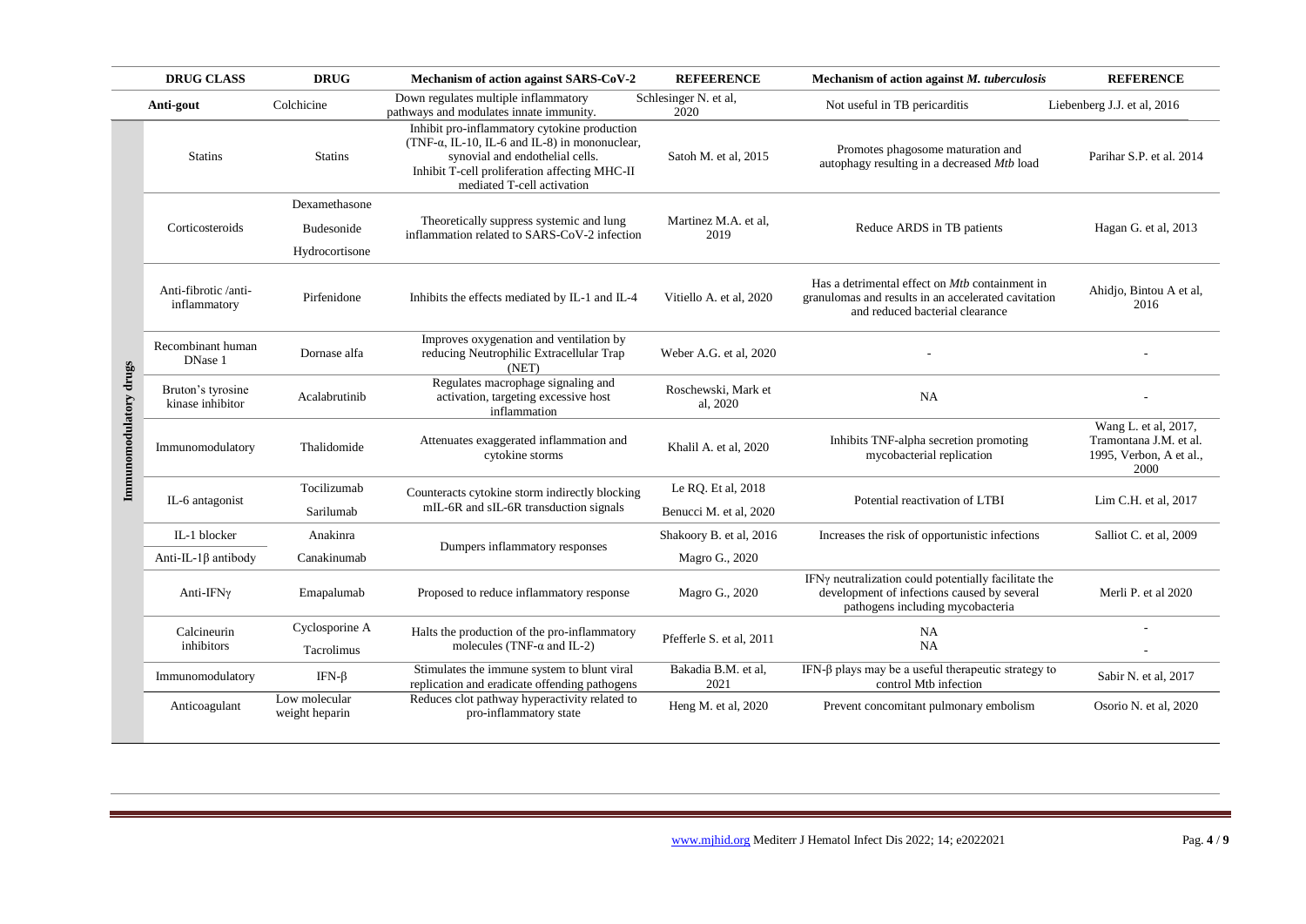| | DRUG CLASS | DRUG | Mechanism of action against SARS-CoV-2 | REFEERENCE | Mechanism of action against *M. tuberculosis* | REFERENCE |
|---|---|---|---|---|---|---|
| **Anti-gout** | | Colchicine | Down regulates multiple inflammatory pathways and modulates innate immunity. | Schlesinger N. et al, 2020 | Not useful in TB pericarditis | Liebenberg J.J. et al, 2016 |
| **Immunomodulatory drugs** | Statins | Statins | Inhibit pro-inflammatory cytokine production (TNF-α, IL-10, IL-6 and IL-8) in mononuclear, synovial and endothelial cells. Inhibit T-cell proliferation affecting MHC-II mediated T-cell activation | Satoh M. et al, 2015 | Promotes phagosome maturation and autophagy resulting in a decreased *Mtb* load | Parihar S.P. et al. 2014 |
| | Corticosteroids | Dexamethasone<br>Budesonide<br>Hydrocortisone | Theoretically suppress systemic and lung inflammation related to SARS-CoV-2 infection | Martinez M.A. et al, 2019 | Reduce ARDS in TB patients | Hagan G. et al, 2013 |
| | Anti-fibrotic /anti-inflammatory | Pirfenidone | Inhibits the effects mediated by IL-1 and IL-4 | Vitiello A. et al, 2020 | Has a detrimental effect on *Mtb* containment in granulomas and results in an accelerated cavitation and reduced bacterial clearance | Ahidjo, Bintou A et al, 2016 |
| | Recombinant human DNase 1 | Dornase alfa | Improves oxygenation and ventilation by reducing Neutrophilic Extracellular Trap (NET) | Weber A.G. et al, 2020 | - | - |
| | Bruton's tyrosine kinase inhibitor | Acalabrutinib | Regulates macrophage signaling and activation, targeting excessive host inflammation | Roschewski, Mark et al, 2020 | NA | - |
| | Immunomodulatory | Thalidomide | Attenuates exaggerated inflammation and cytokine storms | Khalil A. et al, 2020 | Inhibits TNF-alpha secretion promoting mycobacterial replication | Wang L. et al, 2017, Tramontana J.M. et al. 1995, Verbon, A et al., 2000 |
| | IL-6 antagonist | Tocilizumab<br>Sarilumab | Counteracts cytokine storm indirectly blocking mIL-6R and sIL-6R transduction signals | Le RQ. Et al, 2018<br>Benucci M. et al, 2020 | Potential reactivation of LTBI | Lim C.H. et al, 2017 |
| | IL-1 blocker | Anakinra | Dumpers inflammatory responses | Shakoory B. et al, 2016 | Increases the risk of opportunistic infections | Salliot C. et al, 2009 |
| | Anti-IL-1β antibody | Canakinumab | | Magro G., 2020 | | |
| | Anti-IFNγ | Emapalumab | Proposed to reduce inflammatory response | Magro G., 2020 | IFNγ neutralization could potentially facilitate the development of infections caused by several pathogens including mycobacteria | Merli P. et al 2020 |
| | Calcineurin inhibitors | Cyclosporine A<br>Tacrolimus | Halts the production of the pro-inflammatory molecules (TNF-α and IL-2) | Pfefferle S. et al, 2011 | NA<br>NA | -<br>- |
| | Immunomodulatory | IFN-β | Stimulates the immune system to blunt viral replication and eradicate offending pathogens | Bakadia B.M. et al, 2021 | IFN-β plays may be a useful therapeutic strategy to control Mtb infection | Sabir N. et al, 2017 |
| | Anticoagulant | Low molecular weight heparin | Reduces clot pathway hyperactivity related to pro-inflammatory state | Heng M. et al, 2020 | Prevent concomitant pulmonary embolism | Osorio N. et al, 2020 |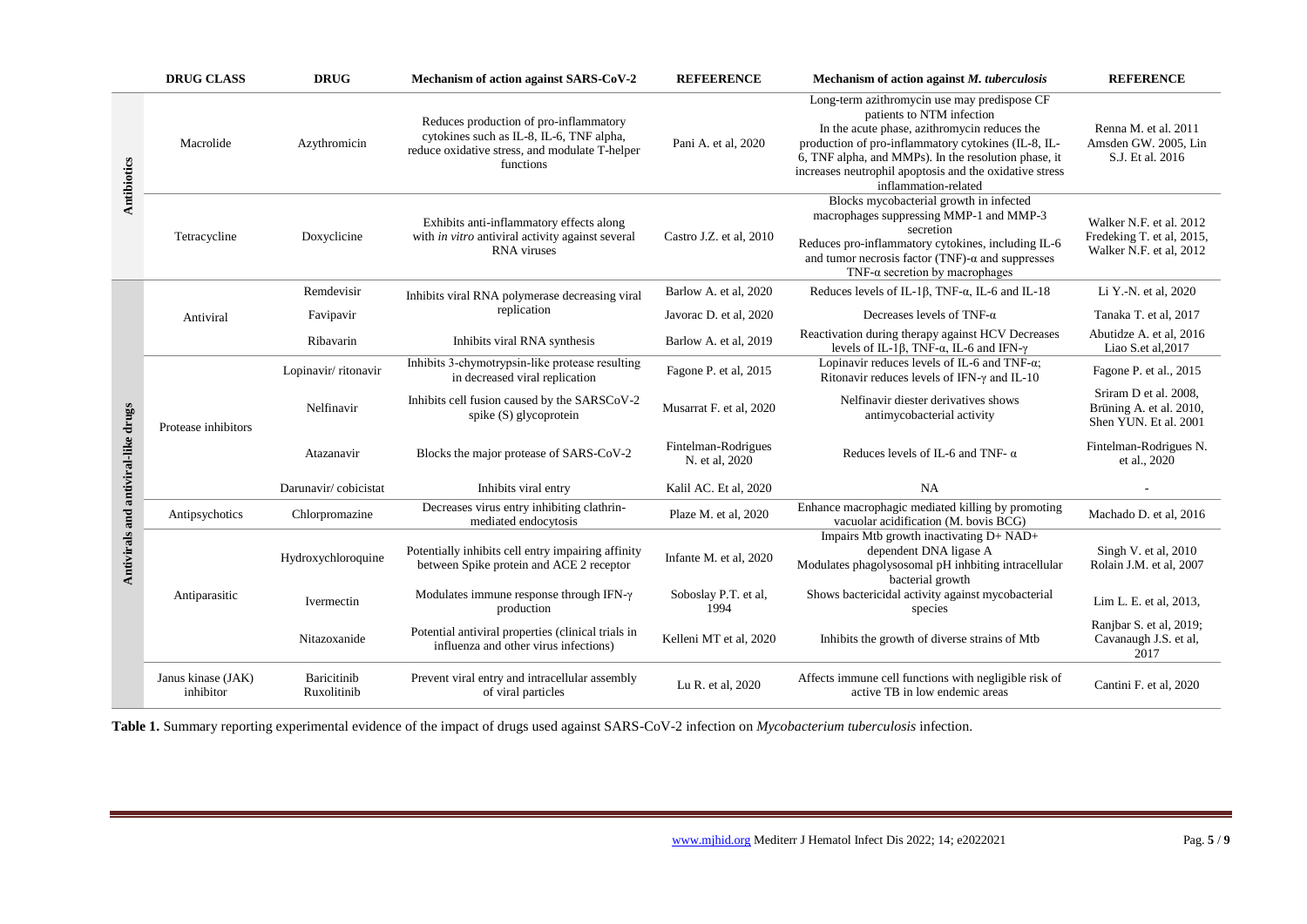| | DRUG CLASS | DRUG | Mechanism of action against SARS-CoV-2 | REFEERENCE | Mechanism of action against *M. tuberculosis* | REFERENCE |
|---|---|---|---|---|---|---|
| Antibiotics | Macrolide | Azythromicin | Reduces production of pro-inflammatory cytokines such as IL-8, IL-6, TNF alpha, reduce oxidative stress, and modulate T-helper functions | Pani A. et al, 2020 | Long-term azithromycin use may predispose CF patients to NTM infection In the acute phase, azithromycin reduces the production of pro-inflammatory cytokines (IL-8, IL-6, TNF alpha, and MMPs). In the resolution phase, it increases neutrophil apoptosis and the oxidative stress inflammation-related | Renna M. et al. 2011 Amsden GW. 2005, Lin S.J. Et al. 2016 |
| | Tetracycline | Doxyclicine | Exhibits anti-inflammatory effects along with *in vitro* antiviral activity against several RNA viruses | Castro J.Z. et al, 2010 | Blocks mycobacterial growth in infected macrophages suppressing MMP-1 and MMP-3 secretion Reduces pro-inflammatory cytokines, including IL-6 and tumor necrosis factor (TNF)-α and suppresses TNF-α secretion by macrophages | Walker N.F. et al. 2012 Fredeking T. et al, 2015, Walker N.F. et al, 2012 |
| Antivirals and antiviral-like drugs | Antiviral | Remdevisir | Inhibits viral RNA polymerase decreasing viral replication | Barlow A. et al, 2020 | Reduces levels of IL-1β, TNF-α, IL-6 and IL-18 | Li Y.-N. et al, 2020 |
| | | Favipavir | | Javorac D. et al, 2020 | Decreases levels of TNF-α | Tanaka T. et al, 2017 |
| | | Ribavarin | Inhibits viral RNA synthesis | Barlow A. et al, 2019 | Reactivation during therapy against HCV Decreases levels of IL-1β, TNF-α, IL-6 and IFN-γ | Abutidze A. et al, 2016 Liao S.et al,2017 |
| | Protease inhibitors | Lopinavir/ ritonavir | Inhibits 3-chymotrypsin-like protease resulting in decreased viral replication | Fagone P. et al, 2015 | Lopinavir reduces levels of IL-6 and TNF-α; Ritonavir reduces levels of IFN-γ and IL-10 | Fagone P. et al., 2015 |
| | | Nelfinavir | Inhibits cell fusion caused by the SARSCoV-2 spike (S) glycoprotein | Musarrat F. et al, 2020 | Nelfinavir diester derivatives shows antimycobacterial activity | Sriram D et al. 2008, Brüning A. et al. 2010, Shen YUN. Et al. 2001 |
| | | Atazanavir | Blocks the major protease of SARS-CoV-2 | Fintelman-Rodrigues N. et al, 2020 | Reduces levels of IL-6 and TNF- α | Fintelman-Rodrigues N. et al., 2020 |
| | | Darunavir/ cobicistat | Inhibits viral entry | Kalil AC. Et al, 2020 | NA | - |
| | Antipsychotics | Chlorpromazine | Decreases virus entry inhibiting clathrin-mediated endocytosis | Plaze M. et al, 2020 | Enhance macrophagic mediated killing by promoting vacuolar acidification (M. bovis BCG) | Machado D. et al, 2016 |
| | Antiparasitic | Hydroxychloroquine | Potentially inhibits cell entry impairing affinity between Spike protein and ACE 2 receptor | Infante M. et al, 2020 | Impairs Mtb growth inactivating D+ NAD+ dependent DNA ligase A Modulates phagolysosomal pH inhbiting intracellular bacterial growth | Singh V. et al, 2010 Rolain J.M. et al, 2007 |
| | | Ivermectin | Modulates immune response through IFN-γ production | Soboslay P.T. et al, 1994 | Shows bactericidal activity against mycobacterial species | Lim L. E. et al, 2013, |
| | | Nitazoxanide | Potential antiviral properties (clinical trials in influenza and other virus infections) | Kelleni MT et al, 2020 | Inhibits the growth of diverse strains of Mtb | Ranjbar S. et al, 2019; Cavanaugh J.S. et al, 2017 |
| | Janus kinase (JAK) inhibitor | Baricitinib Ruxolitinib | Prevent viral entry and intracellular assembly of viral particles | Lu R. et al, 2020 | Affects immune cell functions with negligible risk of active TB in low endemic areas | Cantini F. et al, 2020 |

**Table 1.** Summary reporting experimental evidence of the impact of drugs used against SARS-CoV-2 infection on *Mycobacterium tuberculosis* infection.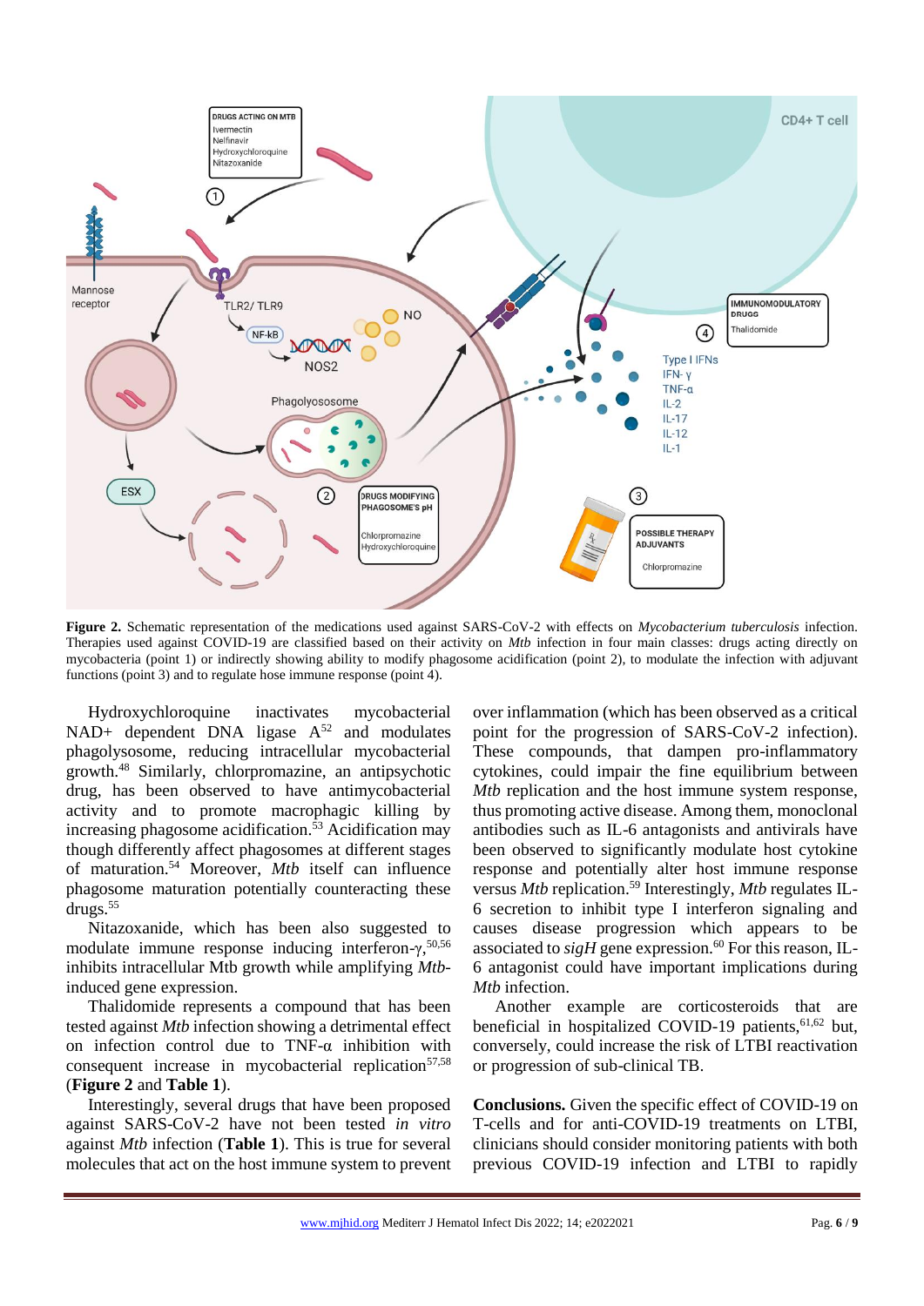DRUGS ACTING ON MTB
Ivermectin
Nelfinavir
Hydroxychloroquine
Nitazoxanide

CD4+ T cell

Mannose receptor

TLR2/ TLR9

NF-kB

NO

NOS2

Phagolysosome

ESX

DRUGS MODIFYING PHAGOSOME'S pH
Chlorpromazine
Hydroxychloroquine

IMMUNOMODULATORY DRUGG
Thalidomide

Type I IFNs
IFN- γ
TNF-α
IL-2
IL-17
IL-12
IL-1

POSSIBLE THERAPY ADJUVANTS
Chlorpromazine

**Figure 2.** Schematic representation of the medications used against SARS-CoV-2 with effects on *Mycobacterium tuberculosis* infection. Therapies used against COVID-19 are classified based on their activity on *Mtb* infection in four main classes: drugs acting directly on mycobacteria (point 1) or indirectly showing ability to modify phagosome acidification (point 2), to modulate the infection with adjuvant functions (point 3) and to regulate hose immune response (point 4).

Hydroxychloroquine inactivates mycobacterial NAD+ dependent DNA ligase A[52] and modulates phagolysosome, reducing intracellular mycobacterial growth.[48] Similarly, chlorpromazine, an antipsychotic drug, has been observed to have antimycobacterial activity and to promote macrophagic killing by increasing phagosome acidification.[53] Acidification may though differently affect phagosomes at different stages of maturation.[54] Moreover, *Mtb* itself can influence phagosome maturation potentially counteracting these drugs.[55]

Nitazoxanide, which has been also suggested to modulate immune response inducing interferon-γ,[50,56] inhibits intracellular Mtb growth while amplifying *Mtb*-induced gene expression.

Thalidomide represents a compound that has been tested against *Mtb* infection showing a detrimental effect on infection control due to TNF-α inhibition with consequent increase in mycobacterial replication[57,58] (**Figure 2** and **Table 1**).

Interestingly, several drugs that have been proposed against SARS-CoV-2 have not been tested *in vitro* against *Mtb* infection (**Table 1**). This is true for several molecules that act on the host immune system to prevent over inflammation (which has been observed as a critical point for the progression of SARS-CoV-2 infection). These compounds, that dampen pro-inflammatory cytokines, could impair the fine equilibrium between *Mtb* replication and the host immune system response, thus promoting active disease. Among them, monoclonal antibodies such as IL-6 antagonists and antivirals have been observed to significantly modulate host cytokine response and potentially alter host immune response versus *Mtb* replication.[59] Interestingly, *Mtb* regulates IL-6 secretion to inhibit type I interferon signaling and causes disease progression which appears to be associated to *sigH* gene expression.[60] For this reason, IL-6 antagonist could have important implications during *Mtb* infection.

Another example are corticosteroids that are beneficial in hospitalized COVID-19 patients,[61,62] but, conversely, could increase the risk of LTBI reactivation or progression of sub-clinical TB.

**Conclusions.** Given the specific effect of COVID-19 on T-cells and for anti-COVID-19 treatments on LTBI, clinicians should consider monitoring patients with both previous COVID-19 infection and LTBI to rapidly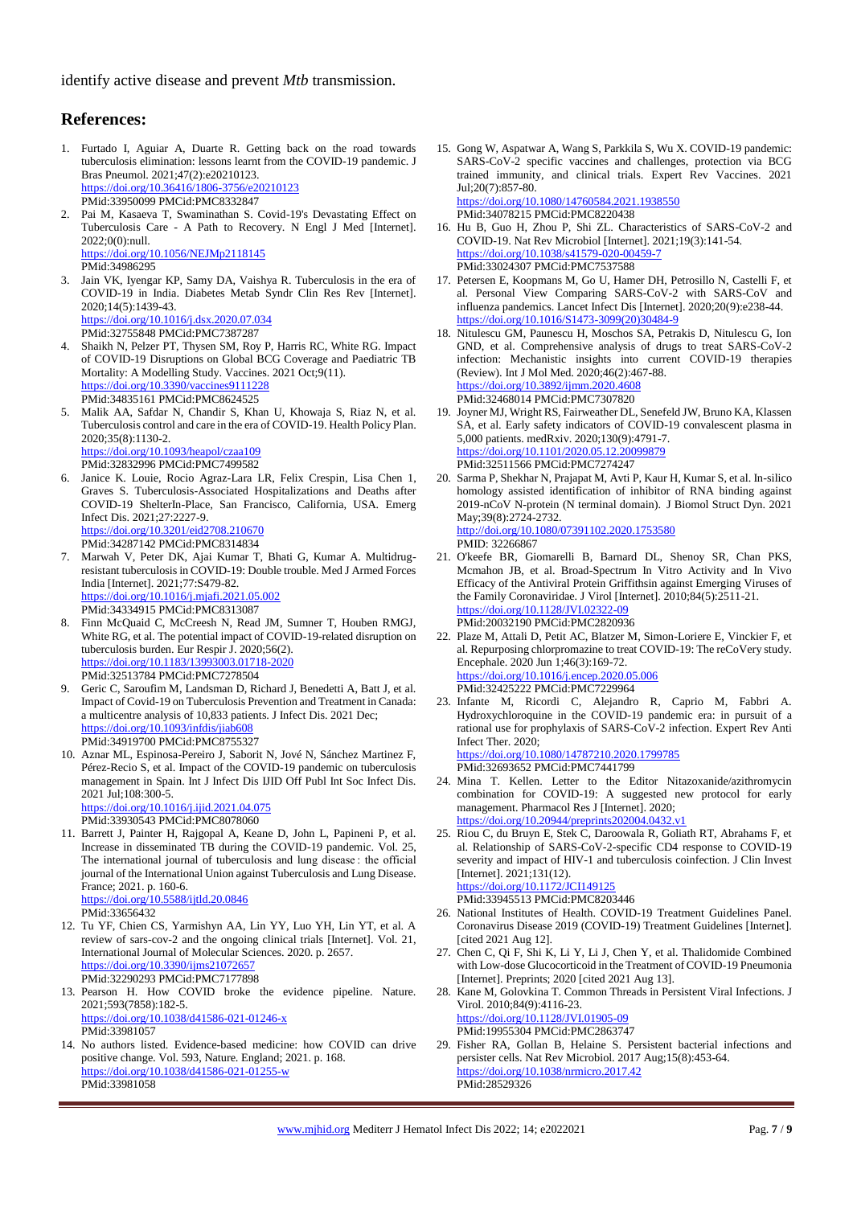identify active disease and prevent *Mtb* transmission.

## References:

1. Furtado I, Aguiar A, Duarte R. Getting back on the road towards tuberculosis elimination: lessons learnt from the COVID-19 pandemic. J Bras Pneumol. 2021;47(2):e20210123. https://doi.org/10.36416/1806-3756/e20210123 PMid:33950099 PMCid:PMC8332847
2. Pai M, Kasaeva T, Swaminathan S. Covid-19's Devastating Effect on Tuberculosis Care - A Path to Recovery. N Engl J Med [Internet]. 2022;0(0):null. https://doi.org/10.1056/NEJMp2118145 PMid:34986295
3. Jain VK, Iyengar KP, Samy DA, Vaishya R. Tuberculosis in the era of COVID-19 in India. Diabetes Metab Syndr Clin Res Rev [Internet]. 2020;14(5):1439-43. https://doi.org/10.1016/j.dsx.2020.07.034 PMid:32755848 PMCid:PMC7387287
4. Shaikh N, Pelzer PT, Thysen SM, Roy P, Harris RC, White RG. Impact of COVID-19 Disruptions on Global BCG Coverage and Paediatric TB Mortality: A Modelling Study. Vaccines. 2021 Oct;9(11). https://doi.org/10.3390/vaccines9111228 PMid:34835161 PMCid:PMC8624525
5. Malik AA, Safdar N, Chandir S, Khan U, Khowaja S, Riaz N, et al. Tuberculosis control and care in the era of COVID-19. Health Policy Plan. 2020;35(8):1130-2. https://doi.org/10.1093/heapol/czaa109 PMid:32832996 PMCid:PMC7499582
6. Janice K. Louie, Rocio Agraz-Lara LR, Felix Crespin, Lisa Chen 1, Graves S. Tuberculosis-Associated Hospitalizations and Deaths after COVID-19 ShelterIn-Place, San Francisco, California, USA. Emerg Infect Dis. 2021;27:2227-9. https://doi.org/10.3201/eid2708.210670 PMid:34287142 PMCid:PMC8314834
7. Marwah V, Peter DK, Ajai Kumar T, Bhati G, Kumar A. Multidrug-resistant tuberculosis in COVID-19: Double trouble. Med J Armed Forces India [Internet]. 2021;77:S479-82. https://doi.org/10.1016/j.mjafi.2021.05.002 PMid:34334915 PMCid:PMC8313087
8. Finn McQuaid C, McCreesh N, Read JM, Sumner T, Houben RMGJ, White RG, et al. The potential impact of COVID-19-related disruption on tuberculosis burden. Eur Respir J. 2020;56(2). https://doi.org/10.1183/13993003.01718-2020 PMid:32513784 PMCid:PMC7278504
9. Geric C, Saroufim M, Landsman D, Richard J, Benedetti A, Batt J, et al. Impact of Covid-19 on Tuberculosis Prevention and Treatment in Canada: a multicentre analysis of 10,833 patients. J Infect Dis. 2021 Dec; https://doi.org/10.1093/infdis/jiab608 PMid:34919700 PMCid:PMC8755327
10. Aznar ML, Espinosa-Pereiro J, Saborit N, Jové N, Sánchez Martinez F, Pérez-Recio S, et al. Impact of the COVID-19 pandemic on tuberculosis management in Spain. Int J Infect Dis IJID Off Publ Int Soc Infect Dis. 2021 Jul;108:300-5. https://doi.org/10.1016/j.ijid.2021.04.075 PMid:33930543 PMCid:PMC8078060
11. Barrett J, Painter H, Rajgopal A, Keane D, John L, Papineni P, et al. Increase in disseminated TB during the COVID-19 pandemic. Vol. 25, The international journal of tuberculosis and lung disease : the official journal of the International Union against Tuberculosis and Lung Disease. France; 2021. p. 160-6. https://doi.org/10.5588/ijtld.20.0846 PMid:33656432
12. Tu YF, Chien CS, Yarmishyn AA, Lin YY, Luo YH, Lin YT, et al. A review of sars-cov-2 and the ongoing clinical trials [Internet]. Vol. 21, International Journal of Molecular Sciences. 2020. p. 2657. https://doi.org/10.3390/ijms21072657 PMid:32290293 PMCid:PMC7177898
13. Pearson H. How COVID broke the evidence pipeline. Nature. 2021;593(7858):182-5. https://doi.org/10.1038/d41586-021-01246-x PMid:33981057
14. No authors listed. Evidence-based medicine: how COVID can drive positive change. Vol. 593, Nature. England; 2021. p. 168. https://doi.org/10.1038/d41586-021-01255-w PMid:33981058
15. Gong W, Aspatwar A, Wang S, Parkkila S, Wu X. COVID-19 pandemic: SARS-CoV-2 specific vaccines and challenges, protection via BCG trained immunity, and clinical trials. Expert Rev Vaccines. 2021 Jul;20(7):857-80. https://doi.org/10.1080/14760584.2021.1938550 PMid:34078215 PMCid:PMC8220438
16. Hu B, Guo H, Zhou P, Shi ZL. Characteristics of SARS-CoV-2 and COVID-19. Nat Rev Microbiol [Internet]. 2021;19(3):141-54. https://doi.org/10.1038/s41579-020-00459-7 PMid:33024307 PMCid:PMC7537588
17. Petersen E, Koopmans M, Go U, Hamer DH, Petrosillo N, Castelli F, et al. Personal View Comparing SARS-CoV-2 with SARS-CoV and influenza pandemics. Lancet Infect Dis [Internet]. 2020;20(9):e238-44. https://doi.org/10.1016/S1473-3099(20)30484-9
18. Nitulescu GM, Paunescu H, Moschos SA, Petrakis D, Nitulescu G, Ion GND, et al. Comprehensive analysis of drugs to treat SARS-CoV-2 infection: Mechanistic insights into current COVID-19 therapies (Review). Int J Mol Med. 2020;46(2):467-88. https://doi.org/10.3892/ijmm.2020.4608 PMid:32468014 PMCid:PMC7307820
19. Joyner MJ, Wright RS, Fairweather DL, Senefeld JW, Bruno KA, Klassen SA, et al. Early safety indicators of COVID-19 convalescent plasma in 5,000 patients. medRxiv. 2020;130(9):4791-7. https://doi.org/10.1101/2020.05.12.20099879 PMid:32511566 PMCid:PMC7274247
20. Sarma P, Shekhar N, Prajapat M, Avti P, Kaur H, Kumar S, et al. In-silico homology assisted identification of inhibitor of RNA binding against 2019-nCoV N-protein (N terminal domain). J Biomol Struct Dyn. 2021 May;39(8):2724-2732. http://doi.org/10.1080/07391102.2020.1753580 PMID: 32266867
21. O'keefe BR, Giomarelli B, Barnard DL, Shenoy SR, Chan PKS, Mcmahon JB, et al. Broad-Spectrum In Vitro Activity and In Vivo Efficacy of the Antiviral Protein Griffithsin against Emerging Viruses of the Family Coronaviridae. J Virol [Internet]. 2010;84(5):2511-21. https://doi.org/10.1128/JVI.02322-09 PMid:20032190 PMCid:PMC2820936
22. Plaze M, Attali D, Petit AC, Blatzer M, Simon-Loriere E, Vinckier F, et al. Repurposing chlorpromazine to treat COVID-19: The reCoVery study. Encephale. 2020 Jun 1;46(3):169-72. https://doi.org/10.1016/j.encep.2020.05.006 PMid:32425222 PMCid:PMC7229964
23. Infante M, Ricordi C, Alejandro R, Caprio M, Fabbri A. Hydroxychloroquine in the COVID-19 pandemic era: in pursuit of a rational use for prophylaxis of SARS-CoV-2 infection. Expert Rev Anti Infect Ther. 2020; https://doi.org/10.1080/14787210.2020.1799785 PMid:32693652 PMCid:PMC7441799
24. Mina T. Kellen. Letter to the Editor Nitazoxanide/azithromycin combination for COVID-19: A suggested new protocol for early management. Pharmacol Res J [Internet]. 2020; https://doi.org/10.20944/preprints202004.0432.v1
25. Riou C, du Bruyn E, Stek C, Daroowala R, Goliath RT, Abrahams F, et al. Relationship of SARS-CoV-2-specific CD4 response to COVID-19 severity and impact of HIV-1 and tuberculosis coinfection. J Clin Invest [Internet]. 2021;131(12). https://doi.org/10.1172/JCI149125 PMid:33945513 PMCid:PMC8203446
26. National Institutes of Health. COVID-19 Treatment Guidelines Panel. Coronavirus Disease 2019 (COVID-19) Treatment Guidelines [Internet]. [cited 2021 Aug 12].
27. Chen C, Qi F, Shi K, Li Y, Li J, Chen Y, et al. Thalidomide Combined with Low-dose Glucocorticoid in the Treatment of COVID-19 Pneumonia [Internet]. Preprints; 2020 [cited 2021 Aug 13].
28. Kane M, Golovkina T. Common Threads in Persistent Viral Infections. J Virol. 2010;84(9):4116-23. https://doi.org/10.1128/JVI.01905-09 PMid:19955304 PMCid:PMC2863747
29. Fisher RA, Gollan B, Helaine S. Persistent bacterial infections and persister cells. Nat Rev Microbiol. 2017 Aug;15(8):453-64. https://doi.org/10.1038/nrmicro.2017.42 PMid:28529326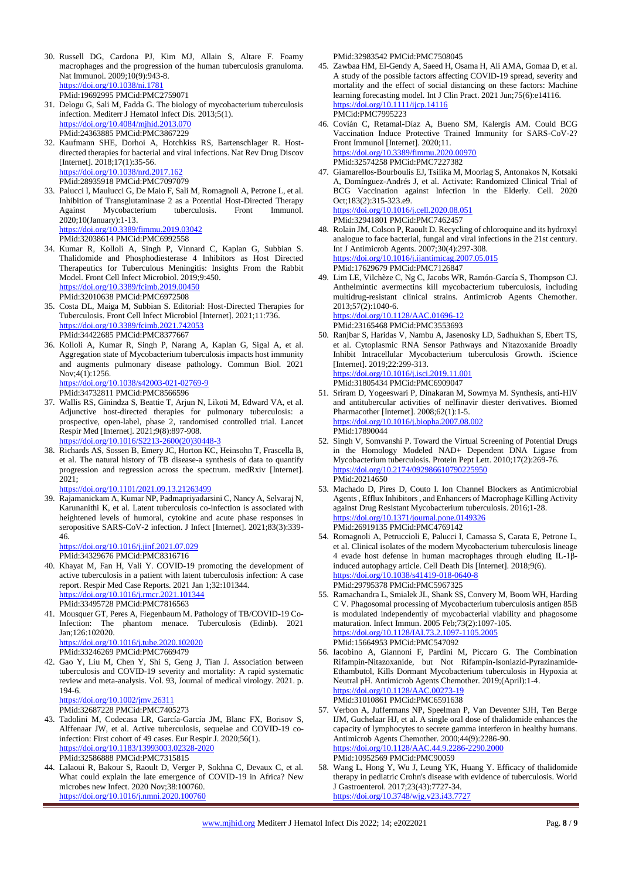30. Russell DG, Cardona PJ, Kim MJ, Allain S, Altare F. Foamy macrophages and the progression of the human tuberculosis granuloma. Nat Immunol. 2009;10(9):943-8. https://doi.org/10.1038/ni.1781 PMid:19692995 PMCid:PMC2759071
31. Delogu G, Sali M, Fadda G. The biology of mycobacterium tuberculosis infection. Mediterr J Hematol Infect Dis. 2013;5(1). https://doi.org/10.4084/mjhid.2013.070 PMid:24363885 PMCid:PMC3867229
32. Kaufmann SHE, Dorhoi A, Hotchkiss RS, Bartenschlager R. Host-directed therapies for bacterial and viral infections. Nat Rev Drug Discov [Internet]. 2018;17(1):35-56. https://doi.org/10.1038/nrd.2017.162 PMid:28935918 PMCid:PMC7097079
33. Palucci I, Maulucci G, De Maio F, Sali M, Romagnoli A, Petrone L, et al. Inhibition of Transglutaminase 2 as a Potential Host-Directed Therapy Against Mycobacterium tuberculosis. Front Immunol. 2020;10(January):1-13. https://doi.org/10.3389/fimmu.2019.03042 PMid:32038614 PMCid:PMC6992558
34. Kumar R, Kolloli A, Singh P, Vinnard C, Kaplan G, Subbian S. Thalidomide and Phosphodiesterase 4 Inhibitors as Host Directed Therapeutics for Tuberculous Meningitis: Insights From the Rabbit Model. Front Cell Infect Microbiol. 2019;9:450. https://doi.org/10.3389/fcimb.2019.00450 PMid:32010638 PMCid:PMC6972508
35. Costa DL, Maiga M, Subbian S. Editorial: Host-Directed Therapies for Tuberculosis. Front Cell Infect Microbiol [Internet]. 2021;11:736. https://doi.org/10.3389/fcimb.2021.742053 PMid:34422685 PMCid:PMC8377667
36. Kolloli A, Kumar R, Singh P, Narang A, Kaplan G, Sigal A, et al. Aggregation state of Mycobacterium tuberculosis impacts host immunity and augments pulmonary disease pathology. Commun Biol. 2021 Nov;4(1):1256. https://doi.org/10.1038/s42003-021-02769-9 PMid:34732811 PMCid:PMC8566596
37. Wallis RS, Ginindza S, Beattie T, Arjun N, Likoti M, Edward VA, et al. Adjunctive host-directed therapies for pulmonary tuberculosis: a prospective, open-label, phase 2, randomised controlled trial. Lancet Respir Med [Internet]. 2021;9(8):897-908. https://doi.org/10.1016/S2213-2600(20)30448-3
38. Richards AS, Sossen B, Emery JC, Horton KC, Heinsohn T, Frascella B, et al. The natural history of TB disease-a synthesis of data to quantify progression and regression across the spectrum. medRxiv [Internet]. 2021; https://doi.org/10.1101/2021.09.13.21263499
39. Rajamanickam A, Kumar NP, Padmapriyadarsini C, Nancy A, Selvaraj N, Karunanithi K, et al. Latent tuberculosis co-infection is associated with heightened levels of humoral, cytokine and acute phase responses in seropositive SARS-CoV-2 infection. J Infect [Internet]. 2021;83(3):339-46. https://doi.org/10.1016/j.jinf.2021.07.029 PMid:34329676 PMCid:PMC8316716
40. Khayat M, Fan H, Vali Y. COVID-19 promoting the development of active tuberculosis in a patient with latent tuberculosis infection: A case report. Respir Med Case Reports. 2021 Jan 1;32:101344. https://doi.org/10.1016/j.rmcr.2021.101344 PMid:33495728 PMCid:PMC7816563
41. Mousquer GT, Peres A, Fiegenbaum M. Pathology of TB/COVID-19 Co-Infection: The phantom menace. Tuberculosis (Edinb). 2021 Jan;126:102020. https://doi.org/10.1016/j.tube.2020.102020 PMid:33246269 PMCid:PMC7669479
42. Gao Y, Liu M, Chen Y, Shi S, Geng J, Tian J. Association between tuberculosis and COVID-19 severity and mortality: A rapid systematic review and meta-analysis. Vol. 93, Journal of medical virology. 2021. p. 194-6. https://doi.org/10.1002/jmv.26311 PMid:32687228 PMCid:PMC7405273
43. Tadolini M, Codecasa LR, García-García JM, Blanc FX, Borisov S, Alffenaar JW, et al. Active tuberculosis, sequelae and COVID-19 co-infection: First cohort of 49 cases. Eur Respir J. 2020;56(1). https://doi.org/10.1183/13993003.02328-2020 PMid:32586888 PMCid:PMC7315815
44. Lalaoui R, Bakour S, Raoult D, Verger P, Sokhna C, Devaux C, et al. What could explain the late emergence of COVID-19 in Africa? New microbes new Infect. 2020 Nov;38:100760. https://doi.org/10.1016/j.nmni.2020.100760 PMid:32983542 PMCid:PMC7508045
45. Zawbaa HM, El-Gendy A, Saeed H, Osama H, Ali AMA, Gomaa D, et al. A study of the possible factors affecting COVID-19 spread, severity and mortality and the effect of social distancing on these factors: Machine learning forecasting model. Int J Clin Pract. 2021 Jun;75(6):e14116. https://doi.org/10.1111/ijcp.14116 PMCid:PMC7995223
46. Covián C, Retamal-Díaz A, Bueno SM, Kalergis AM. Could BCG Vaccination Induce Protective Trained Immunity for SARS-CoV-2? Front Immunol [Internet]. 2020;11. https://doi.org/10.3389/fimmu.2020.00970 PMid:32574258 PMCid:PMC7227382
47. Giamarellos-Bourboulis EJ, Tsilika M, Moorlag S, Antonakos N, Kotsaki A, Domínguez-Andrés J, et al. Activate: Randomized Clinical Trial of BCG Vaccination against Infection in the Elderly. Cell. 2020 Oct;183(2):315-323.e9. https://doi.org/10.1016/j.cell.2020.08.051 PMid:32941801 PMCid:PMC7462457
48. Rolain JM, Colson P, Raoult D. Recycling of chloroquine and its hydroxyl analogue to face bacterial, fungal and viral infections in the 21st century. Int J Antimicrob Agents. 2007;30(4):297-308. https://doi.org/10.1016/j.ijantimicag.2007.05.015 PMid:17629679 PMCid:PMC7126847
49. Lim LE, Vilchèze C, Ng C, Jacobs WR, Ramón-García S, Thompson CJ. Anthelmintic avermectins kill mycobacterium tuberculosis, including multidrug-resistant clinical strains. Antimicrob Agents Chemother. 2013;57(2):1040-6. https://doi.org/10.1128/AAC.01696-12 PMid:23165468 PMCid:PMC3553693
50. Ranjbar S, Haridas V, Nambu A, Jasenosky LD, Sadhukhan S, Ebert TS, et al. Cytoplasmic RNA Sensor Pathways and Nitazoxanide Broadly Inhibit Intracellular Mycobacterium tuberculosis Growth. iScience [Internet]. 2019;22:299-313. https://doi.org/10.1016/j.isci.2019.11.001 PMid:31805434 PMCid:PMC6909047
51. Sriram D, Yogeeswari P, Dinakaran M, Sowmya M. Synthesis, anti-HIV and antitubercular activities of nelfinavir diester derivatives. Biomed Pharmacother [Internet]. 2008;62(1):1-5. https://doi.org/10.1016/j.biopha.2007.08.002 PMid:17890044
52. Singh V, Somvanshi P. Toward the Virtual Screening of Potential Drugs in the Homology Modeled NAD+ Dependent DNA Ligase from Mycobacterium tuberculosis. Protein Pept Lett. 2010;17(2):269-76. https://doi.org/10.2174/092986610790225950 PMid:20214650
53. Machado D, Pires D, Couto I. Ion Channel Blockers as Antimicrobial Agents , Efflux Inhibitors , and Enhancers of Macrophage Killing Activity against Drug Resistant Mycobacterium tuberculosis. 2016;1-28. https://doi.org/10.1371/journal.pone.0149326 PMid:26919135 PMCid:PMC4769142
54. Romagnoli A, Petruccioli E, Palucci I, Camassa S, Carata E, Petrone L, et al. Clinical isolates of the modern Mycobacterium tuberculosis lineage 4 evade host defense in human macrophages through eluding IL-1β-induced autophagy article. Cell Death Dis [Internet]. 2018;9(6). https://doi.org/10.1038/s41419-018-0640-8 PMid:29795378 PMCid:PMC5967325
55. Ramachandra L, Smialek JL, Shank SS, Convery M, Boom WH, Harding C V. Phagosomal processing of Mycobacterium tuberculosis antigen 85B is modulated independently of mycobacterial viability and phagosome maturation. Infect Immun. 2005 Feb;73(2):1097-105. https://doi.org/10.1128/IAI.73.2.1097-1105.2005 PMid:15664953 PMCid:PMC547092
56. Iacobino A, Giannoni F, Pardini M, Piccaro G. The Combination Rifampin-Nitazoxanide, but Not Rifampin-Isoniazid-Pyrazinamide-Ethambutol, Kills Dormant Mycobacterium tuberculosis in Hypoxia at Neutral pH. Antimicrob Agents Chemother. 2019;(April):1-4. https://doi.org/10.1128/AAC.00273-19 PMid:31010861 PMCid:PMC6591638
57. Verbon A, Juffermans NP, Speelman P, Van Deventer SJH, Ten Berge IJM, Guchelaar HJ, et al. A single oral dose of thalidomide enhances the capacity of lymphocytes to secrete gamma interferon in healthy humans. Antimicrob Agents Chemother. 2000;44(9):2286-90. https://doi.org/10.1128/AAC.44.9.2286-2290.2000 PMid:10952569 PMCid:PMC90059
58. Wang L, Hong Y, Wu J, Leung YK, Huang Y. Efficacy of thalidomide therapy in pediatric Crohn's disease with evidence of tuberculosis. World J Gastroenterol. 2017;23(43):7727-34. https://doi.org/10.3748/wjg.v23.i43.7727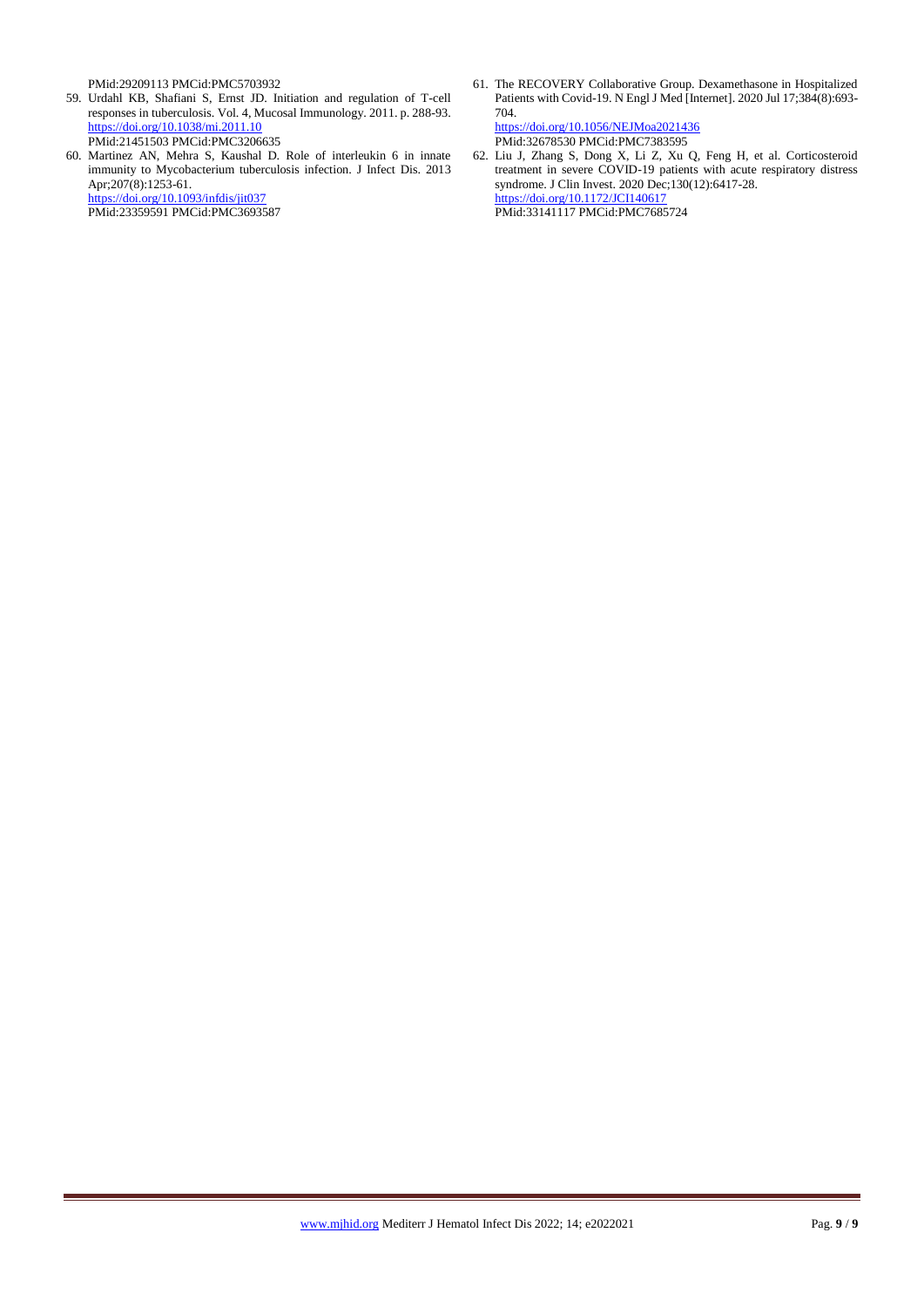PMid:29209113 PMCid:PMC5703932

59. Urdahl KB, Shafiani S, Ernst JD. Initiation and regulation of T-cell responses in tuberculosis. Vol. 4, Mucosal Immunology. 2011. p. 288-93. https://doi.org/10.1038/mi.2011.10 PMid:21451503 PMCid:PMC3206635
60. Martinez AN, Mehra S, Kaushal D. Role of interleukin 6 in innate immunity to Mycobacterium tuberculosis infection. J Infect Dis. 2013 Apr;207(8):1253-61. https://doi.org/10.1093/infdis/jit037 PMid:23359591 PMCid:PMC3693587
61. The RECOVERY Collaborative Group. Dexamethasone in Hospitalized Patients with Covid-19. N Engl J Med [Internet]. 2020 Jul 17;384(8):693-704. https://doi.org/10.1056/NEJMoa2021436 PMid:32678530 PMCid:PMC7383595
62. Liu J, Zhang S, Dong X, Li Z, Xu Q, Feng H, et al. Corticosteroid treatment in severe COVID-19 patients with acute respiratory distress syndrome. J Clin Invest. 2020 Dec;130(12):6417-28. https://doi.org/10.1172/JCI140617 PMid:33141117 PMCid:PMC7685724